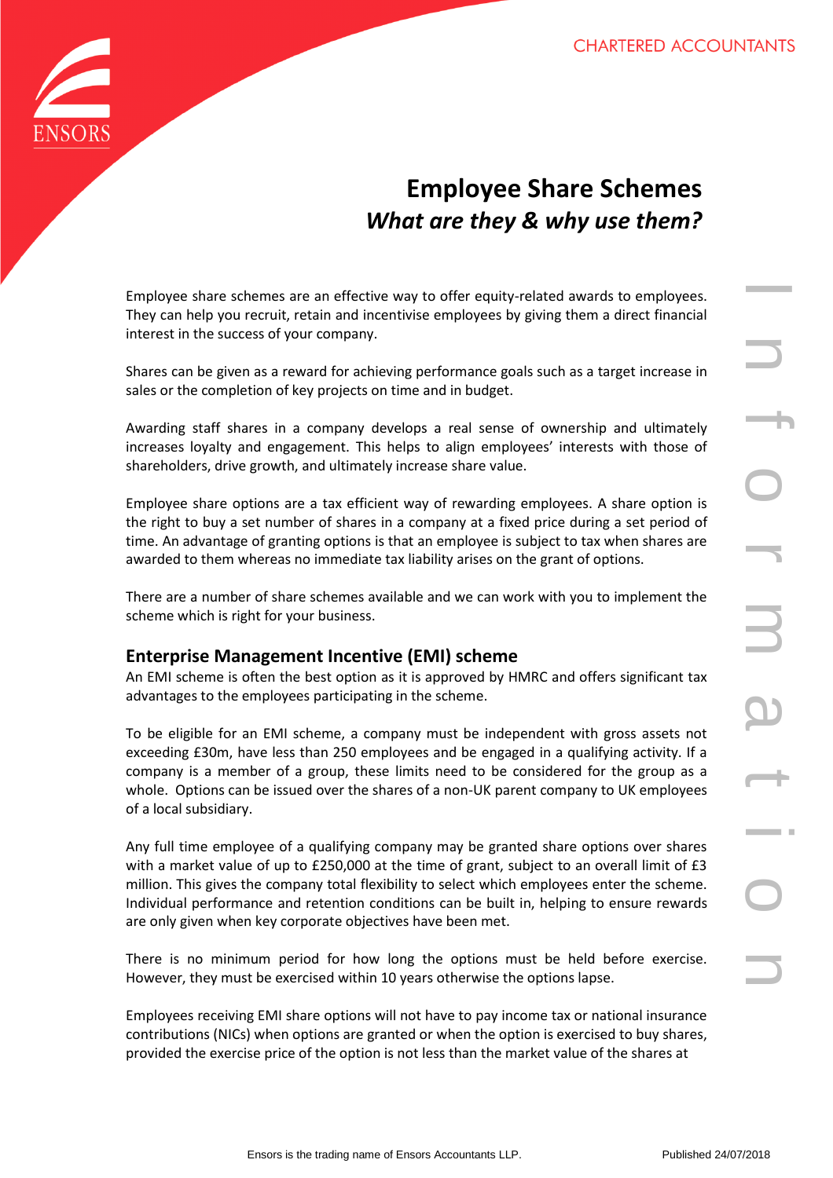# Employee Share Schemes

## *What are they & why use them?*

Employee share schemes are an effective way to offer equity-related awards to employees. They can help you recruit, retain and incentivise employees by giving them a direct financial interest in the success of your company.

Shares can be given as a reward for achieving performance goals such as a target increase in sales or the completion of key projects on time and in budget.

Awarding staff shares in a company develops a real sense of ownership and ultimately increases loyalty and engagement. This helps to align employees' interests with those of shareholders, drive growth, and ultimately increase share value.

Employee share options are a tax efficient way of rewarding employees. A share option is the right to buy a set number of shares in a company at a fixed price during a set period of time. An advantage of granting options is that an employee is subject to tax when shares are awarded to them whereas no immediate tax liability arises on the grant of options.

There are a number of share schemes available and we can work with you to implement the scheme which is right for your business.

## Enterprise Management Incentive (EMI) scheme

An EMI scheme is often the best option as it is approved by HMRC and offers significant tax advantages to the employees participating in the scheme.

To be eligible for an EMI scheme, a company must be independent with gross assets not exceeding £30m, have less than 250 employees and be engaged in a qualifying activity. If a company is a member of a group, these limits need to be considered for the group as a whole. Options can be issued over the shares of a non-UK parent company to UK employees of a local subsidiary.

Any full time employee of a qualifying company may be granted share options over shares with a market value of up to £250,000 at the time of grant, subject to an overall limit of £3 million. This gives the company total flexibility to select which employees enter the scheme. Individual performance and retention conditions can be built in, helping to ensure rewards are only given when key corporate objectives have been met.

There is no minimum period for how long the options must be held before exercise. However, they must be exercised within 10 years otherwise the options lapse.

Employees receiving EMI share options will not have to pay income tax or national insurance contributions (NICs) when options are granted or when the option is exercised to buy shares, provided the exercise price of the option is not less than the market value of the shares at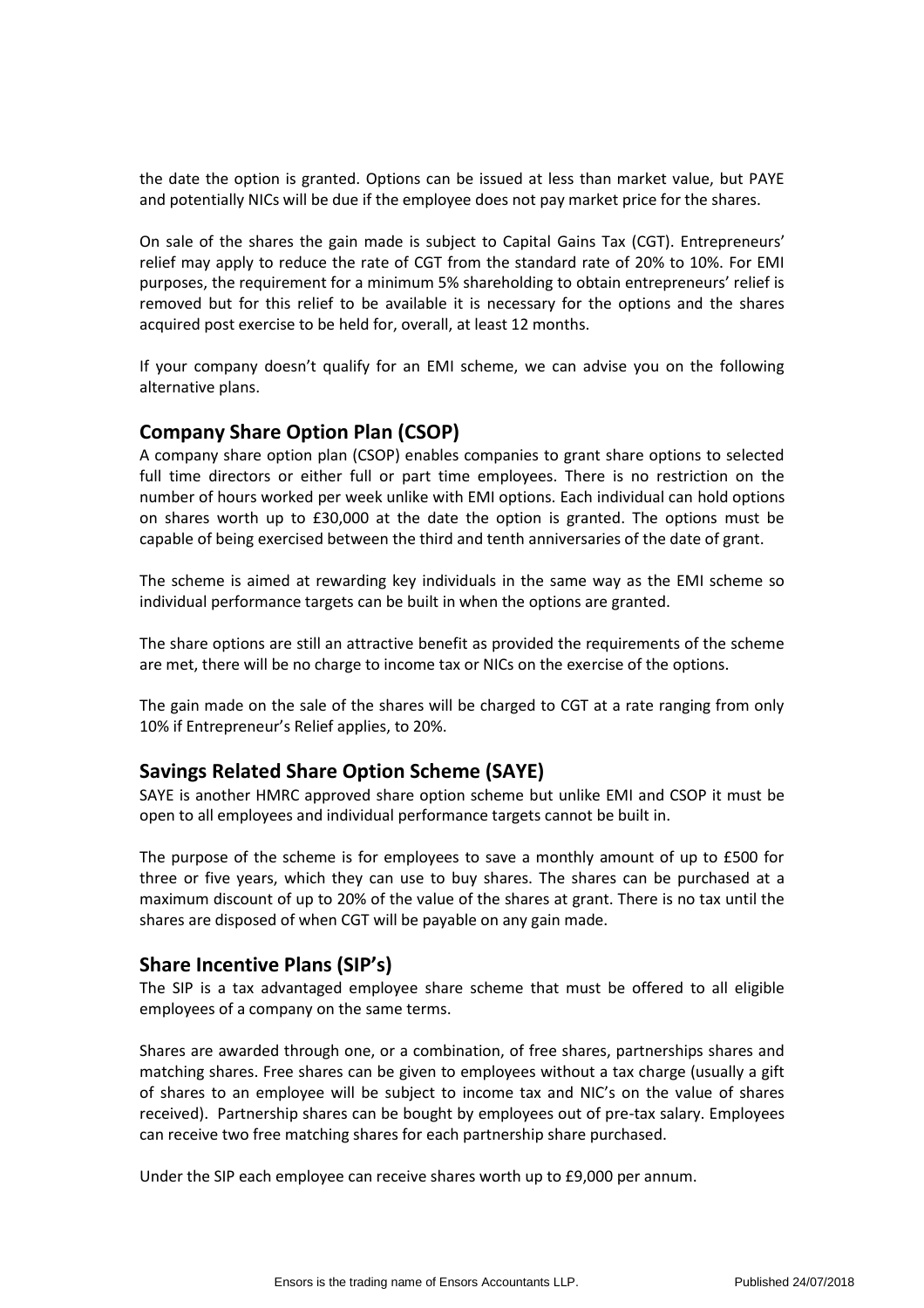the date the option is granted. Options can be issued at less than market value, but PAYE and potentially NICs will be due if the employee does not pay market price for the shares.

On sale of the shares the gain made is subject to Capital Gains Tax (CGT). Entrepreneurs' relief may apply to reduce the rate of CGT from the standard rate of 20% to 10%. For EMI purposes, the requirement for a minimum 5% shareholding to obtain entrepreneurs' relief is removed but for this relief to be available it is necessary for the options and the shares acquired post exercise to be held for, overall, at least 12 months.

If your company doesn't qualify for an EMI scheme, we can advise you on the following alternative plans.

## Company Share Option Plan (CSOP)

A company share option plan (CSOP) enables companies to grant share options to selected full time directors or either full or part time employees. There is no restriction on the number of hours worked per week unlike with EMI options. Each individual can hold options on shares worth up to £30,000 at the date the option is granted. The options must be capable of being exercised between the third and tenth anniversaries of the date of grant.

The scheme is aimed at rewarding key individuals in the same way as the EMI scheme so individual performance targets can be built in when the options are granted.

The share options are still an attractive benefit as provided the requirements of the scheme are met, there will be no charge to income tax or NICs on the exercise of the options.

The gain made on the sale of the shares will be charged to CGT at a rate ranging from only 10% if Entrepreneur's Relief applies, to 20%.

## Savings Related Share Option Scheme (SAYE)

SAYE is another HMRC approved share option scheme but unlike EMI and CSOP it must be open to all employees and individual performance targets cannot be built in.

The purpose of the scheme is for employees to save a monthly amount of up to £500 for three or five years, which they can use to buy shares. The shares can be purchased at a maximum discount of up to 20% of the value of the shares at grant. There is no tax until the shares are disposed of when CGT will be payable on any gain made.

## Share Incentive Plans (SIP's)

The SIP is a tax advantaged employee share scheme that must be offered to all eligible employees of a company on the same terms.

Shares are awarded through one, or a combination, of free shares, partnerships shares and matching shares. Free shares can be given to employees without a tax charge (usually a gift of shares to an employee will be subject to income tax and NIC's on the value of shares received). Partnership shares can be bought by employees out of pre-tax salary. Employees can receive two free matching shares for each partnership share purchased.

Under the SIP each employee can receive shares worth up to £9,000 per annum.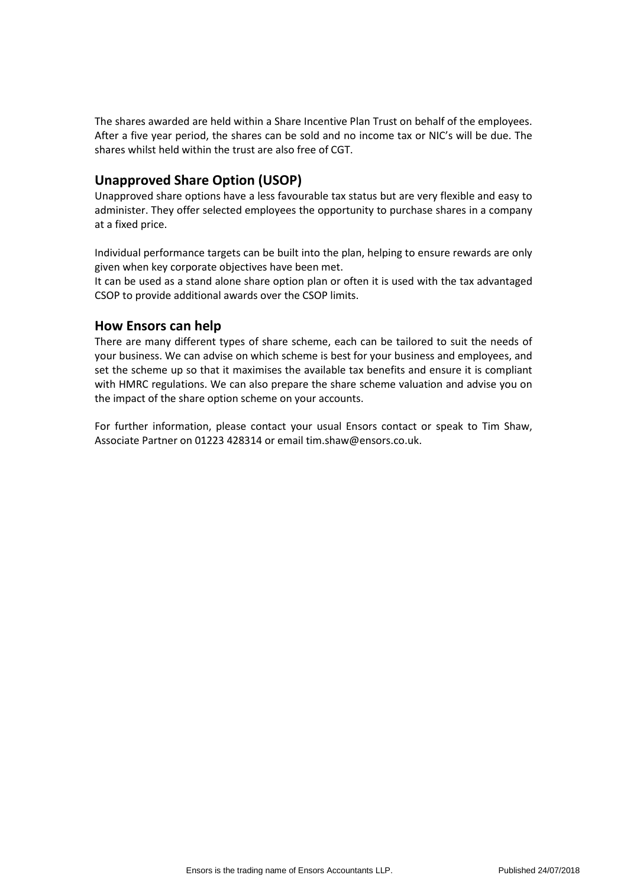The shares awarded are held within a Share Incentive Plan Trust on behalf of the employees. After a five year period, the shares can be sold and no income tax or NIC's will be due. The shares whilst held within the trust are also free of CGT.

## Unapproved Share Option (USOP)

Unapproved share options have a less favourable tax status but are very flexible and easy to administer. They offer selected employees the opportunity to purchase shares in a company at a fixed price.

Individual performance targets can be built into the plan, helping to ensure rewards are only given when key corporate objectives have been met.
It can be used as a stand alone share option plan or often it is used with the tax advantaged CSOP to provide additional awards over the CSOP limits.

## How Ensors can help

There are many different types of share scheme, each can be tailored to suit the needs of your business. We can advise on which scheme is best for your business and employees, and set the scheme up so that it maximises the available tax benefits and ensure it is compliant with HMRC regulations. We can also prepare the share scheme valuation and advise you on the impact of the share option scheme on your accounts.

For further information, please contact your usual Ensors contact or speak to Tim Shaw, Associate Partner on 01223 428314 or email tim.shaw@ensors.co.uk.

Ensors is the trading name of Ensors Accountants LLP. Published 24/07/2018